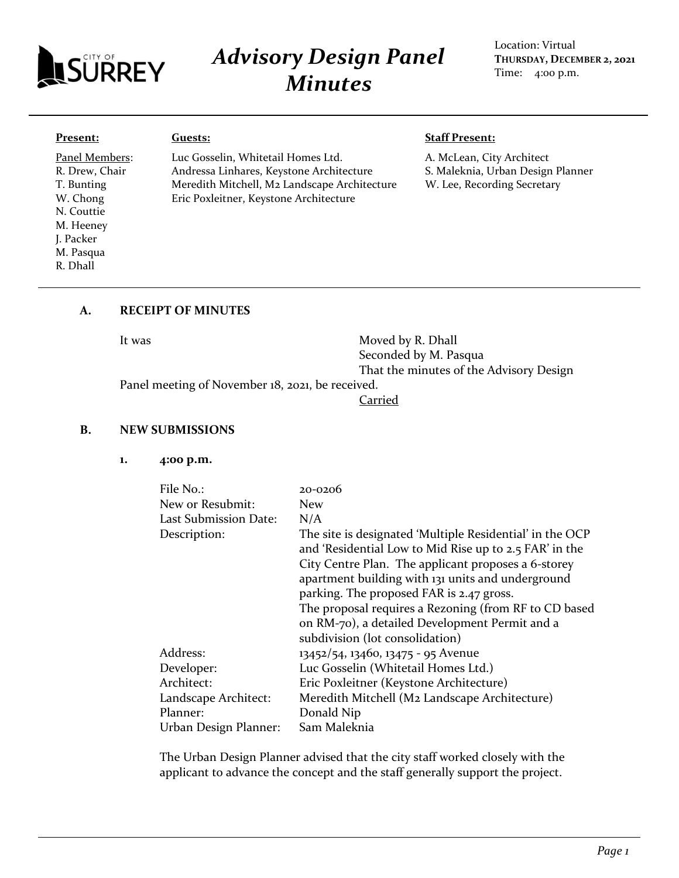# Advisory Design Panel Minutes

Location: Virtual
**THURSDAY, DECEMBER 2, 2021**
Time: 4:00 p.m.

**Present:**

Panel Members:
R. Drew, Chair
T. Bunting
W. Chong
N. Couttie
M. Heeney
J. Packer
M. Pasqua
R. Dhall

**Guests:**

Luc Gosselin, Whitetail Homes Ltd.
Andressa Linhares, Keystone Architecture
Meredith Mitchell, M2 Landscape Architecture
Eric Poxleitner, Keystone Architecture

**Staff Present:**

A. McLean, City Architect
S. Maleknia, Urban Design Planner
W. Lee, Recording Secretary

## A. RECEIPT OF MINUTES

It was Moved by R. Dhall
Seconded by M. Pasqua
That the minutes of the Advisory Design Panel meeting of November 18, 2021, be received.

Carried

## B. NEW SUBMISSIONS

### 1. 4:00 p.m.

| | |
|---|---|
| File No.: | 20-0206 |
| New or Resubmit: | New |
| Last Submission Date: | N/A |
| Description: | The site is designated 'Multiple Residential' in the OCP and 'Residential Low to Mid Rise up to 2.5 FAR' in the City Centre Plan. The applicant proposes a 6-storey apartment building with 131 units and underground parking. The proposed FAR is 2.47 gross. The proposal requires a Rezoning (from RF to CD based on RM-70), a detailed Development Permit and a subdivision (lot consolidation) |
| Address: | 13452/54, 13460, 13475 - 95 Avenue |
| Developer: | Luc Gosselin (Whitetail Homes Ltd.) |
| Architect: | Eric Poxleitner (Keystone Architecture) |
| Landscape Architect: | Meredith Mitchell (M2 Landscape Architecture) |
| Planner: | Donald Nip |
| Urban Design Planner: | Sam Maleknia |

The Urban Design Planner advised that the city staff worked closely with the applicant to advance the concept and the staff generally support the project.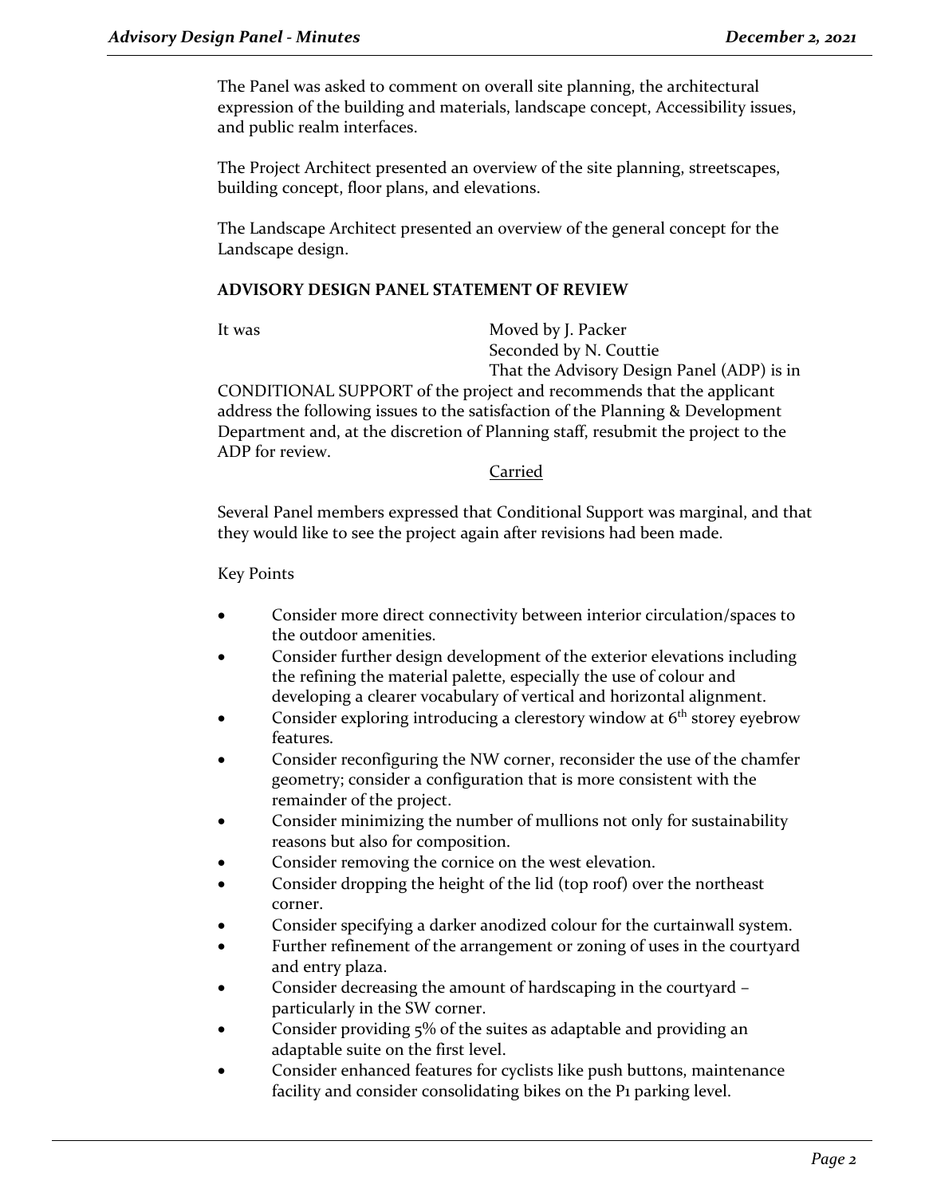The Panel was asked to comment on overall site planning, the architectural expression of the building and materials, landscape concept, Accessibility issues, and public realm interfaces.

The Project Architect presented an overview of the site planning, streetscapes, building concept, floor plans, and elevations.

The Landscape Architect presented an overview of the general concept for the Landscape design.

**ADVISORY DESIGN PANEL STATEMENT OF REVIEW**

It was Moved by J. Packer
Seconded by N. Couttie
That the Advisory Design Panel (ADP) is in CONDITIONAL SUPPORT of the project and recommends that the applicant address the following issues to the satisfaction of the Planning & Development Department and, at the discretion of Planning staff, resubmit the project to the ADP for review.

Carried

Several Panel members expressed that Conditional Support was marginal, and that they would like to see the project again after revisions had been made.

Key Points

- Consider more direct connectivity between interior circulation/spaces to the outdoor amenities.
- Consider further design development of the exterior elevations including the refining the material palette, especially the use of colour and developing a clearer vocabulary of vertical and horizontal alignment.
- Consider exploring introducing a clerestory window at 6th storey eyebrow features.
- Consider reconfiguring the NW corner, reconsider the use of the chamfer geometry; consider a configuration that is more consistent with the remainder of the project.
- Consider minimizing the number of mullions not only for sustainability reasons but also for composition.
- Consider removing the cornice on the west elevation.
- Consider dropping the height of the lid (top roof) over the northeast corner.
- Consider specifying a darker anodized colour for the curtainwall system.
- Further refinement of the arrangement or zoning of uses in the courtyard and entry plaza.
- Consider decreasing the amount of hardscaping in the courtyard – particularly in the SW corner.
- Consider providing 5% of the suites as adaptable and providing an adaptable suite on the first level.
- Consider enhanced features for cyclists like push buttons, maintenance facility and consider consolidating bikes on the P1 parking level.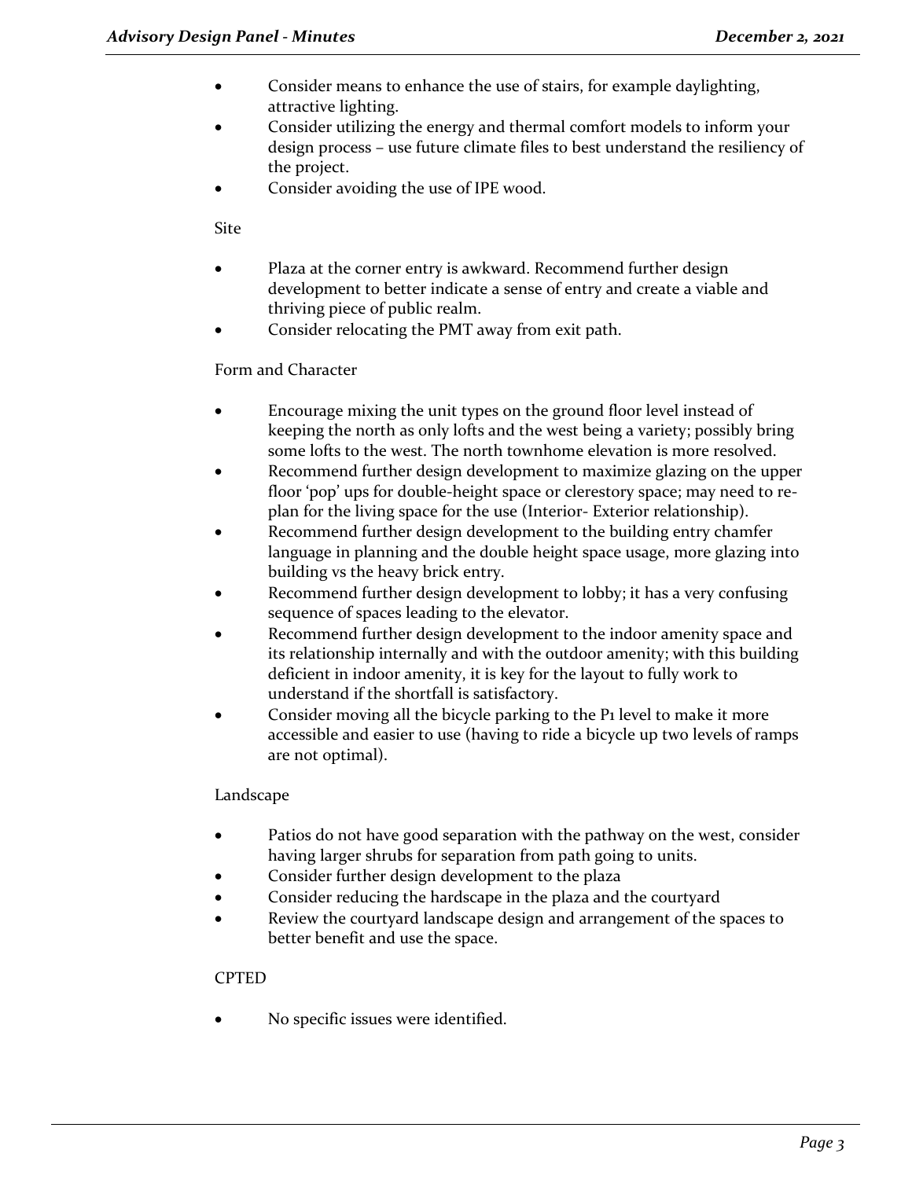- Consider means to enhance the use of stairs, for example daylighting, attractive lighting.
- Consider utilizing the energy and thermal comfort models to inform your design process – use future climate files to best understand the resiliency of the project.
- Consider avoiding the use of IPE wood.

Site

- Plaza at the corner entry is awkward. Recommend further design development to better indicate a sense of entry and create a viable and thriving piece of public realm.
- Consider relocating the PMT away from exit path.

Form and Character

- Encourage mixing the unit types on the ground floor level instead of keeping the north as only lofts and the west being a variety; possibly bring some lofts to the west. The north townhome elevation is more resolved.
- Recommend further design development to maximize glazing on the upper floor 'pop' ups for double-height space or clerestory space; may need to re-plan for the living space for the use (Interior- Exterior relationship).
- Recommend further design development to the building entry chamfer language in planning and the double height space usage, more glazing into building vs the heavy brick entry.
- Recommend further design development to lobby; it has a very confusing sequence of spaces leading to the elevator.
- Recommend further design development to the indoor amenity space and its relationship internally and with the outdoor amenity; with this building deficient in indoor amenity, it is key for the layout to fully work to understand if the shortfall is satisfactory.
- Consider moving all the bicycle parking to the P1 level to make it more accessible and easier to use (having to ride a bicycle up two levels of ramps are not optimal).

Landscape

- Patios do not have good separation with the pathway on the west, consider having larger shrubs for separation from path going to units.
- Consider further design development to the plaza
- Consider reducing the hardscape in the plaza and the courtyard
- Review the courtyard landscape design and arrangement of the spaces to better benefit and use the space.

CPTED

- No specific issues were identified.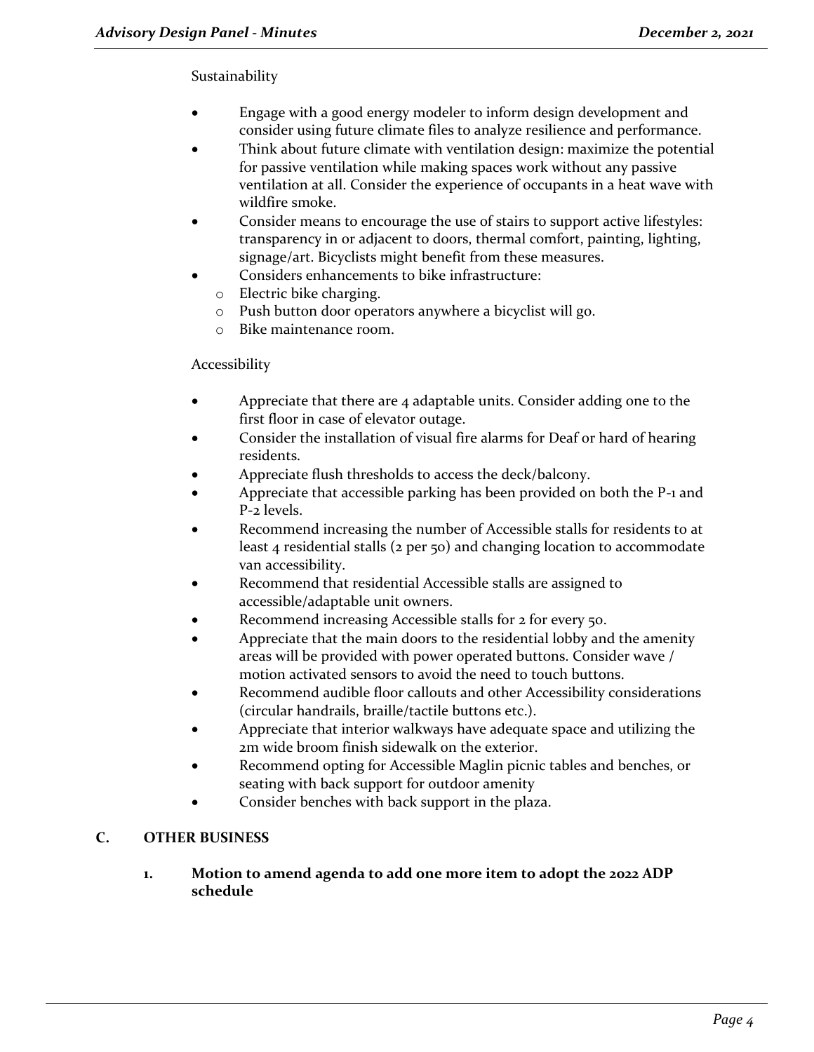Sustainability

- Engage with a good energy modeler to inform design development and consider using future climate files to analyze resilience and performance.
- Think about future climate with ventilation design: maximize the potential for passive ventilation while making spaces work without any passive ventilation at all. Consider the experience of occupants in a heat wave with wildfire smoke.
- Consider means to encourage the use of stairs to support active lifestyles: transparency in or adjacent to doors, thermal comfort, painting, lighting, signage/art. Bicyclists might benefit from these measures.
- Considers enhancements to bike infrastructure:
  - Electric bike charging.
  - Push button door operators anywhere a bicyclist will go.
  - Bike maintenance room.

Accessibility

- Appreciate that there are 4 adaptable units. Consider adding one to the first floor in case of elevator outage.
- Consider the installation of visual fire alarms for Deaf or hard of hearing residents.
- Appreciate flush thresholds to access the deck/balcony.
- Appreciate that accessible parking has been provided on both the P-1 and P-2 levels.
- Recommend increasing the number of Accessible stalls for residents to at least 4 residential stalls (2 per 50) and changing location to accommodate van accessibility.
- Recommend that residential Accessible stalls are assigned to accessible/adaptable unit owners.
- Recommend increasing Accessible stalls for 2 for every 50.
- Appreciate that the main doors to the residential lobby and the amenity areas will be provided with power operated buttons. Consider wave / motion activated sensors to avoid the need to touch buttons.
- Recommend audible floor callouts and other Accessibility considerations (circular handrails, braille/tactile buttons etc.).
- Appreciate that interior walkways have adequate space and utilizing the 2m wide broom finish sidewalk on the exterior.
- Recommend opting for Accessible Maglin picnic tables and benches, or seating with back support for outdoor amenity
- Consider benches with back support in the plaza.

## C. OTHER BUSINESS

### 1. Motion to amend agenda to add one more item to adopt the 2022 ADP schedule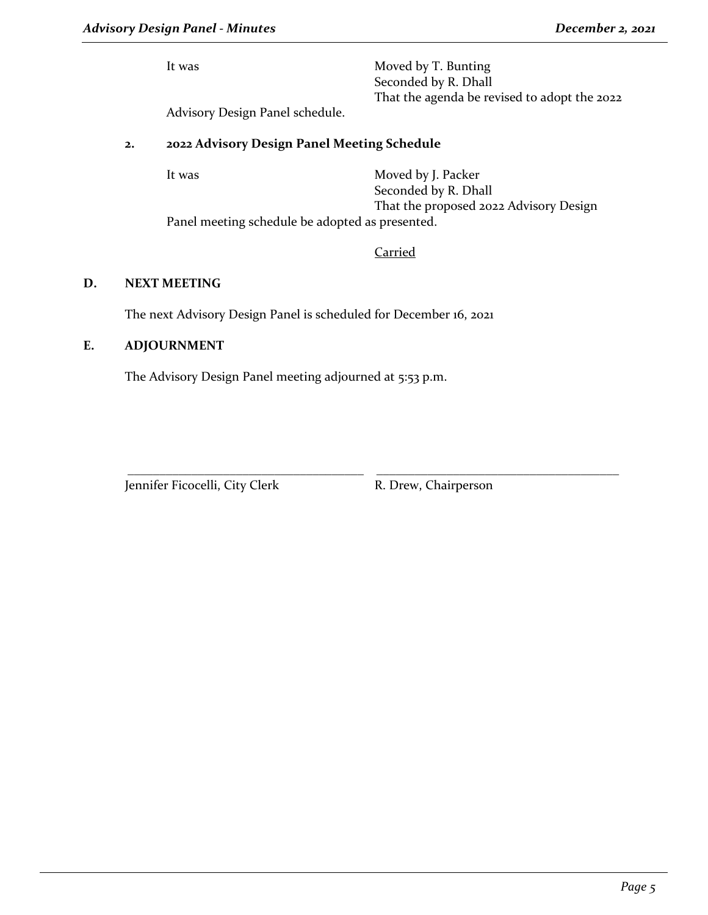It was Moved by T. Bunting
Seconded by R. Dhall
That the agenda be revised to adopt the 2022 Advisory Design Panel schedule.

**2. 2022 Advisory Design Panel Meeting Schedule**

It was Moved by J. Packer
Seconded by R. Dhall
That the proposed 2022 Advisory Design Panel meeting schedule be adopted as presented.

Carried

## D. NEXT MEETING

The next Advisory Design Panel is scheduled for December 16, 2021

## E. ADJOURNMENT

The Advisory Design Panel meeting adjourned at 5:53 p.m.

______________________________ ______________________________
Jennifer Ficocelli, City Clerk R. Drew, Chairperson